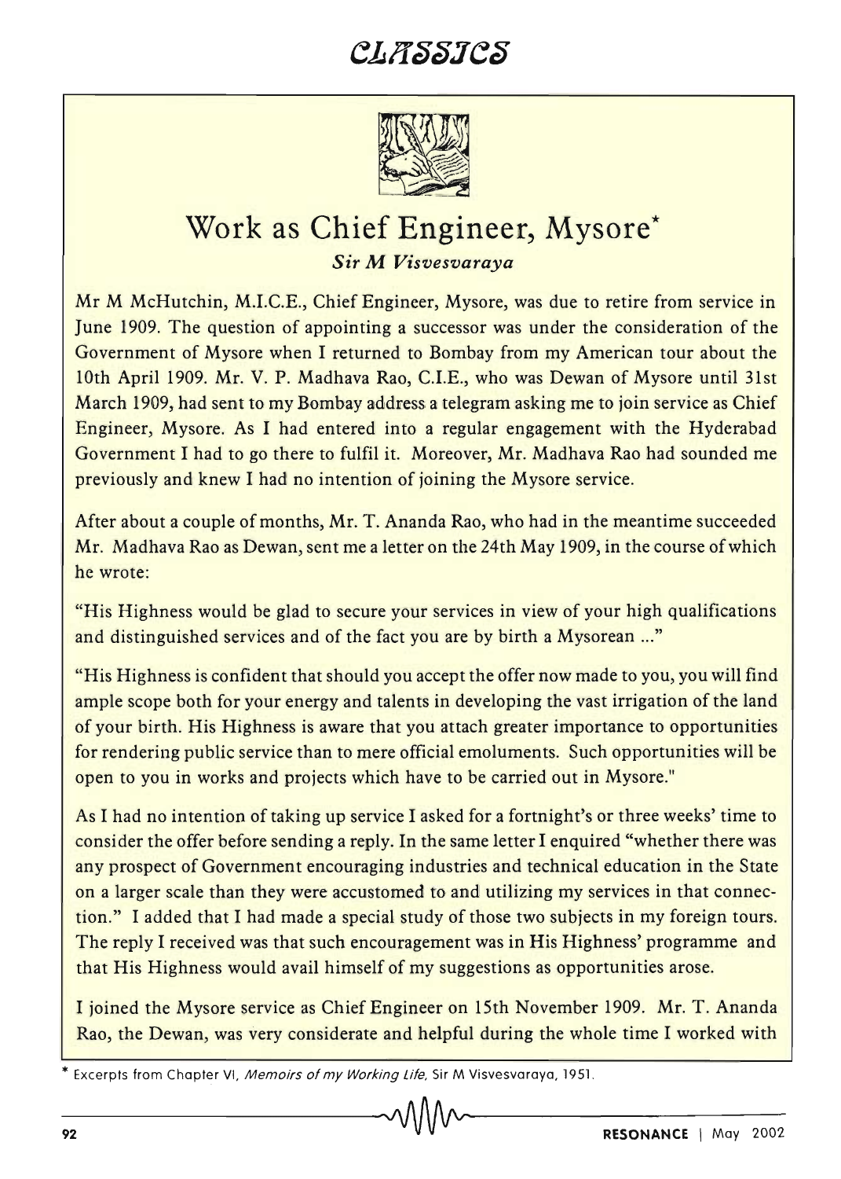# Work as Chief Engineer, Mysore*

***Sir M Visvesvaraya***

Mr M McHutchin, M.I.C.E., Chief Engineer, Mysore, was due to retire from service in June 1909. The question of appointing a successor was under the consideration of the Government of Mysore when I returned to Bombay from my American tour about the 10th April 1909. Mr. V. P. Madhava Rao, C.I.E., who was Dewan of Mysore until 31st March 1909, had sent to my Bombay address a telegram asking me to join service as Chief Engineer, Mysore. As I had entered into a regular engagement with the Hyderabad Government I had to go there to fulfil it. Moreover, Mr. Madhava Rao had sounded me previously and knew I had no intention of joining the Mysore service.

After about a couple of months, Mr. T. Ananda Rao, who had in the meantime succeeded Mr. Madhava Rao as Dewan, sent me a letter on the 24th May 1909, in the course of which he wrote:

"His Highness would be glad to secure your services in view of your high qualifications and distinguished services and of the fact you are by birth a Mysorean ..."

"His Highness is confident that should you accept the offer now made to you, you will find ample scope both for your energy and talents in developing the vast irrigation of the land of your birth. His Highness is aware that you attach greater importance to opportunities for rendering public service than to mere official emoluments. Such opportunities will be open to you in works and projects which have to be carried out in Mysore."

As I had no intention of taking up service I asked for a fortnight's or three weeks' time to consider the offer before sending a reply. In the same letter I enquired "whether there was any prospect of Government encouraging industries and technical education in the State on a larger scale than they were accustomed to and utilizing my services in that connection." I added that I had made a special study of those two subjects in my foreign tours. The reply I received was that such encouragement was in His Highness' programme and that His Highness would avail himself of my suggestions as opportunities arose.

I joined the Mysore service as Chief Engineer on 15th November 1909. Mr. T. Ananda Rao, the Dewan, was very considerate and helpful during the whole time I worked with

\* Excerpts from Chapter VI, *Memoirs of my Working Life*, Sir M Visvesvaraya, 1951.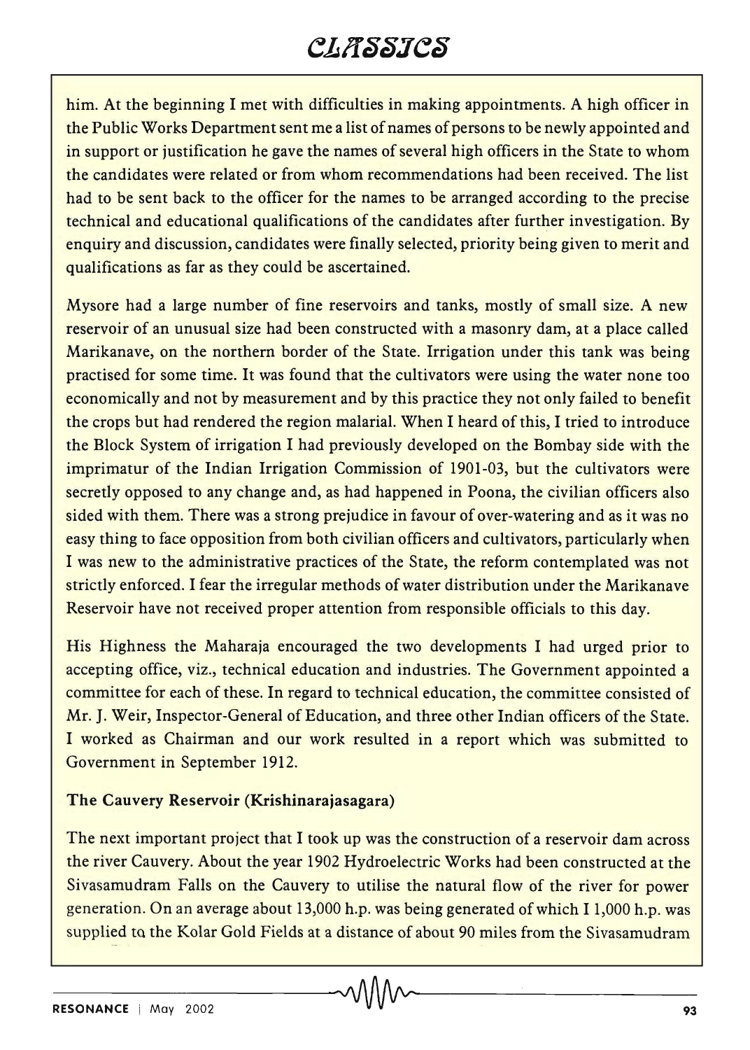him. At the beginning I met with difficulties in making appointments. A high officer in the Public Works Department sent me a list of names of persons to be newly appointed and in support or justification he gave the names of several high officers in the State to whom the candidates were related or from whom recommendations had been received. The list had to be sent back to the officer for the names to be arranged according to the precise technical and educational qualifications of the candidates after further investigation. By enquiry and discussion, candidates were finally selected, priority being given to merit and qualifications as far as they could be ascertained.

Mysore had a large number of fine reservoirs and tanks, mostly of small size. A new reservoir of an unusual size had been constructed with a masonry dam, at a place called Marikanave, on the northern border of the State. Irrigation under this tank was being practised for some time. It was found that the cultivators were using the water none too economically and not by measurement and by this practice they not only failed to benefit the crops but had rendered the region malarial. When I heard of this, I tried to introduce the Block System of irrigation I had previously developed on the Bombay side with the imprimatur of the Indian Irrigation Commission of 1901-03, but the cultivators were secretly opposed to any change and, as had happened in Poona, the civilian officers also sided with them. There was a strong prejudice in favour of over-watering and as it was no easy thing to face opposition from both civilian officers and cultivators, particularly when I was new to the administrative practices of the State, the reform contemplated was not strictly enforced. I fear the irregular methods of water distribution under the Marikanave Reservoir have not received proper attention from responsible officials to this day.

His Highness the Maharaja encouraged the two developments I had urged prior to accepting office, viz., technical education and industries. The Government appointed a committee for each of these. In regard to technical education, the committee consisted of Mr. J. Weir, Inspector-General of Education, and three other Indian officers of the State. I worked as Chairman and our work resulted in a report which was submitted to Government in September 1912.

**The Cauvery Reservoir (Krishinarajasagara)**

The next important project that I took up was the construction of a reservoir dam across the river Cauvery. About the year 1902 Hydroelectric Works had been constructed at the Sivasamudram Falls on the Cauvery to utilise the natural flow of the river for power generation. On an average about 13,000 h.p. was being generated of which 11,000 h.p. was supplied to the Kolar Gold Fields at a distance of about 90 miles from the Sivasamudram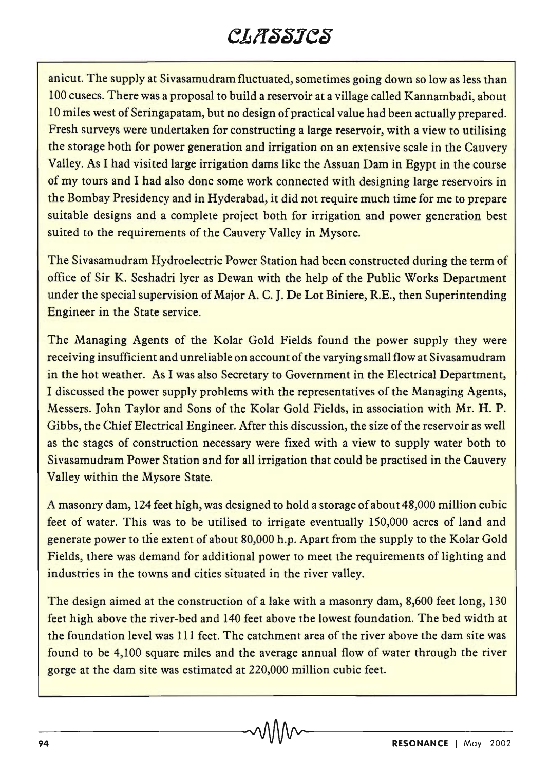anicut. The supply at Sivasamudram fluctuated, sometimes going down so low as less than 100 cusecs. There was a proposal to build a reservoir at a village called Kannambadi, about 10 miles west of Seringapatam, but no design of practical value had been actually prepared. Fresh surveys were undertaken for constructing a large reservoir, with a view to utilising the storage both for power generation and irrigation on an extensive scale in the Cauvery Valley. As I had visited large irrigation dams like the Assuan Dam in Egypt in the course of my tours and I had also done some work connected with designing large reservoirs in the Bombay Presidency and in Hyderabad, it did not require much time for me to prepare suitable designs and a complete project both for irrigation and power generation best suited to the requirements of the Cauvery Valley in Mysore.

The Sivasamudram Hydroelectric Power Station had been constructed during the term of office of Sir K. Seshadri Iyer as Dewan with the help of the Public Works Department under the special supervision of Major A. C. J. De Lot Biniere, R.E., then Superintending Engineer in the State service.

The Managing Agents of the Kolar Gold Fields found the power supply they were receiving insufficient and unreliable on account of the varying small flow at Sivasamudram in the hot weather. As I was also Secretary to Government in the Electrical Department, I discussed the power supply problems with the representatives of the Managing Agents, Messers. John Taylor and Sons of the Kolar Gold Fields, in association with Mr. H. P. Gibbs, the Chief Electrical Engineer. After this discussion, the size of the reservoir as well as the stages of construction necessary were fixed with a view to supply water both to Sivasamudram Power Station and for all irrigation that could be practised in the Cauvery Valley within the Mysore State.

A masonry dam, 124 feet high, was designed to hold a storage of about 48,000 million cubic feet of water. This was to be utilised to irrigate eventually 150,000 acres of land and generate power to the extent of about 80,000 h.p. Apart from the supply to the Kolar Gold Fields, there was demand for additional power to meet the requirements of lighting and industries in the towns and cities situated in the river valley.

The design aimed at the construction of a lake with a masonry dam, 8,600 feet long, 130 feet high above the river-bed and 140 feet above the lowest foundation. The bed width at the foundation level was 111 feet. The catchment area of the river above the dam site was found to be 4,100 square miles and the average annual flow of water through the river gorge at the dam site was estimated at 220,000 million cubic feet.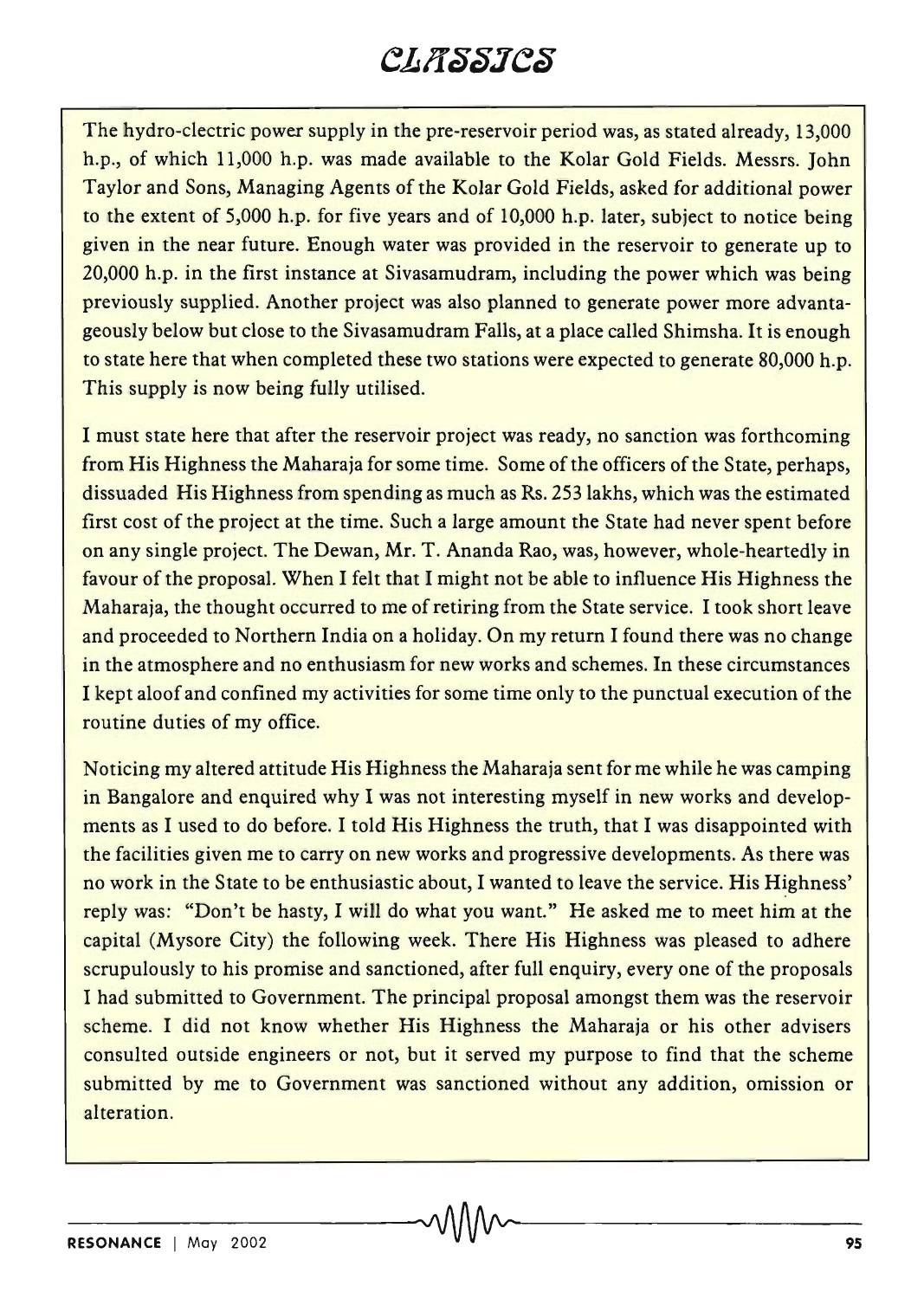The hydro-electric power supply in the pre-reservoir period was, as stated already, 13,000 h.p., of which 11,000 h.p. was made available to the Kolar Gold Fields. Messrs. John Taylor and Sons, Managing Agents of the Kolar Gold Fields, asked for additional power to the extent of 5,000 h.p. for five years and of 10,000 h.p. later, subject to notice being given in the near future. Enough water was provided in the reservoir to generate up to 20,000 h.p. in the first instance at Sivasamudram, including the power which was being previously supplied. Another project was also planned to generate power more advantageously below but close to the Sivasamudram Falls, at a place called Shimsha. It is enough to state here that when completed these two stations were expected to generate 80,000 h.p. This supply is now being fully utilised.

I must state here that after the reservoir project was ready, no sanction was forthcoming from His Highness the Maharaja for some time. Some of the officers of the State, perhaps, dissuaded His Highness from spending as much as Rs. 253 lakhs, which was the estimated first cost of the project at the time. Such a large amount the State had never spent before on any single project. The Dewan, Mr. T. Ananda Rao, was, however, whole-heartedly in favour of the proposal. When I felt that I might not be able to influence His Highness the Maharaja, the thought occurred to me of retiring from the State service. I took short leave and proceeded to Northern India on a holiday. On my return I found there was no change in the atmosphere and no enthusiasm for new works and schemes. In these circumstances I kept aloof and confined my activities for some time only to the punctual execution of the routine duties of my office.

Noticing my altered attitude His Highness the Maharaja sent for me while he was camping in Bangalore and enquired why I was not interesting myself in new works and developments as I used to do before. I told His Highness the truth, that I was disappointed with the facilities given me to carry on new works and progressive developments. As there was no work in the State to be enthusiastic about, I wanted to leave the service. His Highness' reply was: "Don't be hasty, I will do what you want." He asked me to meet him at the capital (Mysore City) the following week. There His Highness was pleased to adhere scrupulously to his promise and sanctioned, after full enquiry, every one of the proposals I had submitted to Government. The principal proposal amongst them was the reservoir scheme. I did not know whether His Highness the Maharaja or his other advisers consulted outside engineers or not, but it served my purpose to find that the scheme submitted by me to Government was sanctioned without any addition, omission or alteration.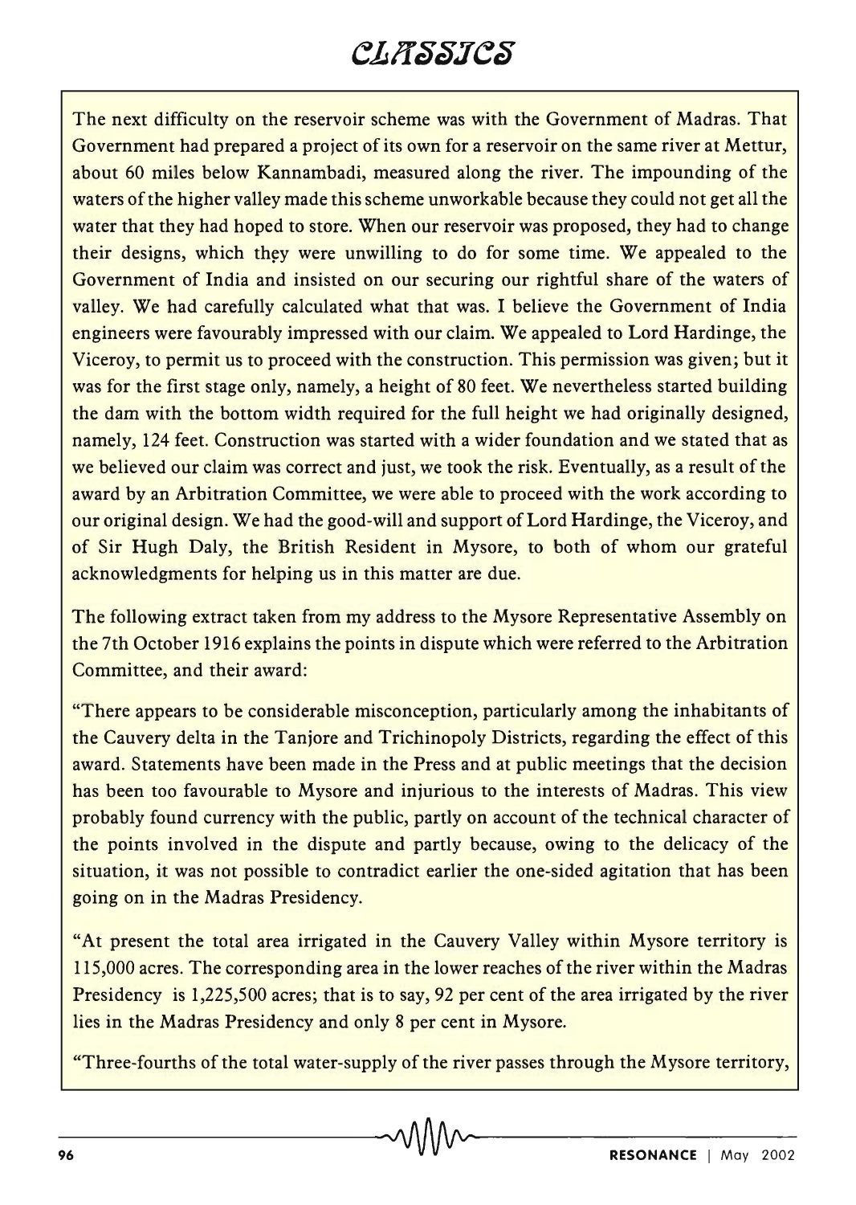The next difficulty on the reservoir scheme was with the Government of Madras. That Government had prepared a project of its own for a reservoir on the same river at Mettur, about 60 miles below Kannambadi, measured along the river. The impounding of the waters of the higher valley made this scheme unworkable because they could not get all the water that they had hoped to store. When our reservoir was proposed, they had to change their designs, which they were unwilling to do for some time. We appealed to the Government of India and insisted on our securing our rightful share of the waters of valley. We had carefully calculated what that was. I believe the Government of India engineers were favourably impressed with our claim. We appealed to Lord Hardinge, the Viceroy, to permit us to proceed with the construction. This permission was given; but it was for the first stage only, namely, a height of 80 feet. We nevertheless started building the dam with the bottom width required for the full height we had originally designed, namely, 124 feet. Construction was started with a wider foundation and we stated that as we believed our claim was correct and just, we took the risk. Eventually, as a result of the award by an Arbitration Committee, we were able to proceed with the work according to our original design. We had the good-will and support of Lord Hardinge, the Viceroy, and of Sir Hugh Daly, the British Resident in Mysore, to both of whom our grateful acknowledgments for helping us in this matter are due.

The following extract taken from my address to the Mysore Representative Assembly on the 7th October 1916 explains the points in dispute which were referred to the Arbitration Committee, and their award:

"There appears to be considerable misconception, particularly among the inhabitants of the Cauvery delta in the Tanjore and Trichinopoly Districts, regarding the effect of this award. Statements have been made in the Press and at public meetings that the decision has been too favourable to Mysore and injurious to the interests of Madras. This view probably found currency with the public, partly on account of the technical character of the points involved in the dispute and partly because, owing to the delicacy of the situation, it was not possible to contradict earlier the one-sided agitation that has been going on in the Madras Presidency.

"At present the total area irrigated in the Cauvery Valley within Mysore territory is 115,000 acres. The corresponding area in the lower reaches of the river within the Madras Presidency is 1,225,500 acres; that is to say, 92 per cent of the area irrigated by the river lies in the Madras Presidency and only 8 per cent in Mysore.

"Three-fourths of the total water-supply of the river passes through the Mysore territory,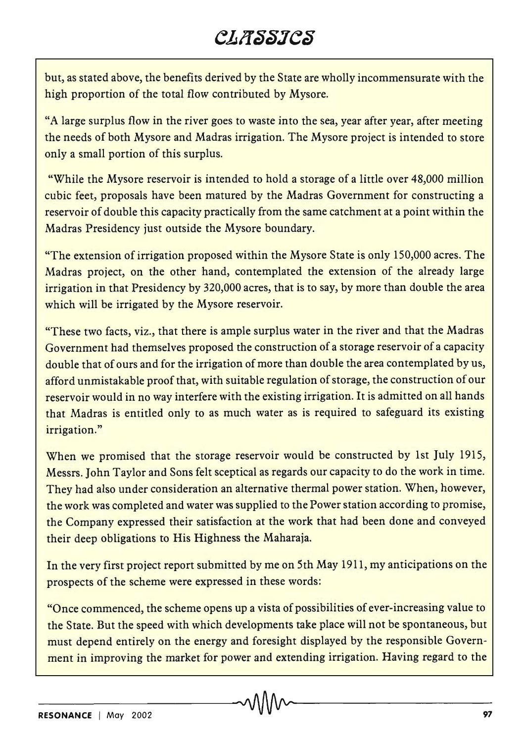but, as stated above, the benefits derived by the State are wholly incommensurate with the high proportion of the total flow contributed by Mysore.

"A large surplus flow in the river goes to waste into the sea, year after year, after meeting the needs of both Mysore and Madras irrigation. The Mysore project is intended to store only a small portion of this surplus.

"While the Mysore reservoir is intended to hold a storage of a little over 48,000 million cubic feet, proposals have been matured by the Madras Government for constructing a reservoir of double this capacity practically from the same catchment at a point within the Madras Presidency just outside the Mysore boundary.

"The extension of irrigation proposed within the Mysore State is only 150,000 acres. The Madras project, on the other hand, contemplated the extension of the already large irrigation in that Presidency by 320,000 acres, that is to say, by more than double the area which will be irrigated by the Mysore reservoir.

"These two facts, viz., that there is ample surplus water in the river and that the Madras Government had themselves proposed the construction of a storage reservoir of a capacity double that of ours and for the irrigation of more than double the area contemplated by us, afford unmistakable proof that, with suitable regulation of storage, the construction of our reservoir would in no way interfere with the existing irrigation. It is admitted on all hands that Madras is entitled only to as much water as is required to safeguard its existing irrigation."

When we promised that the storage reservoir would be constructed by 1st July 1915, Messrs. John Taylor and Sons felt sceptical as regards our capacity to do the work in time. They had also under consideration an alternative thermal power station. When, however, the work was completed and water was supplied to the Power station according to promise, the Company expressed their satisfaction at the work that had been done and conveyed their deep obligations to His Highness the Maharaja.

In the very first project report submitted by me on 5th May 1911, my anticipations on the prospects of the scheme were expressed in these words:

"Once commenced, the scheme opens up a vista of possibilities of ever-increasing value to the State. But the speed with which developments take place will not be spontaneous, but must depend entirely on the energy and foresight displayed by the responsible Government in improving the market for power and extending irrigation. Having regard to the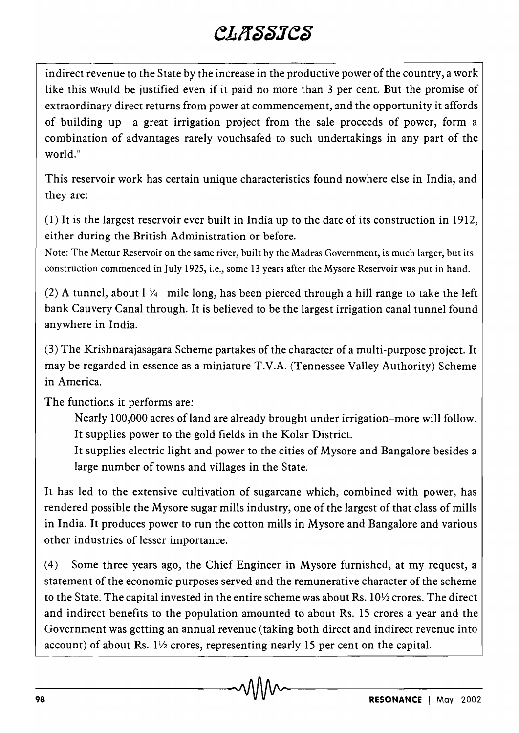indirect revenue to the State by the increase in the productive power of the country, a work like this would be justified even if it paid no more than 3 per cent. But the promise of extraordinary direct returns from power at commencement, and the opportunity it affords of building up a great irrigation project from the sale proceeds of power, form a combination of advantages rarely vouchsafed to such undertakings in any part of the world."

This reservoir work has certain unique characteristics found nowhere else in India, and they are:

(1) It is the largest reservoir ever built in India up to the date of its construction in 1912, either during the British Administration or before.

Note: The Mettur Reservoir on the same river, built by the Madras Government, is much larger, but its construction commenced in July 1925, i.e., some 13 years after the Mysore Reservoir was put in hand.

(2) A tunnel, about 1 ¾ mile long, has been pierced through a hill range to take the left bank Cauvery Canal through. It is believed to be the largest irrigation canal tunnel found anywhere in India.

(3) The Krishnarajasagara Scheme partakes of the character of a multi-purpose project. It may be regarded in essence as a miniature T.V.A. (Tennessee Valley Authority) Scheme in America.

The functions it performs are:

Nearly 100,000 acres of land are already brought under irrigation–more will follow.

It supplies power to the gold fields in the Kolar District.

It supplies electric light and power to the cities of Mysore and Bangalore besides a large number of towns and villages in the State.

It has led to the extensive cultivation of sugarcane which, combined with power, has rendered possible the Mysore sugar mills industry, one of the largest of that class of mills in India. It produces power to run the cotton mills in Mysore and Bangalore and various other industries of lesser importance.

(4) Some three years ago, the Chief Engineer in Mysore furnished, at my request, a statement of the economic purposes served and the remunerative character of the scheme to the State. The capital invested in the entire scheme was about Rs. 10½ crores. The direct and indirect benefits to the population amounted to about Rs. 15 crores a year and the Government was getting an annual revenue (taking both direct and indirect revenue into account) of about Rs. 1½ crores, representing nearly 15 per cent on the capital.